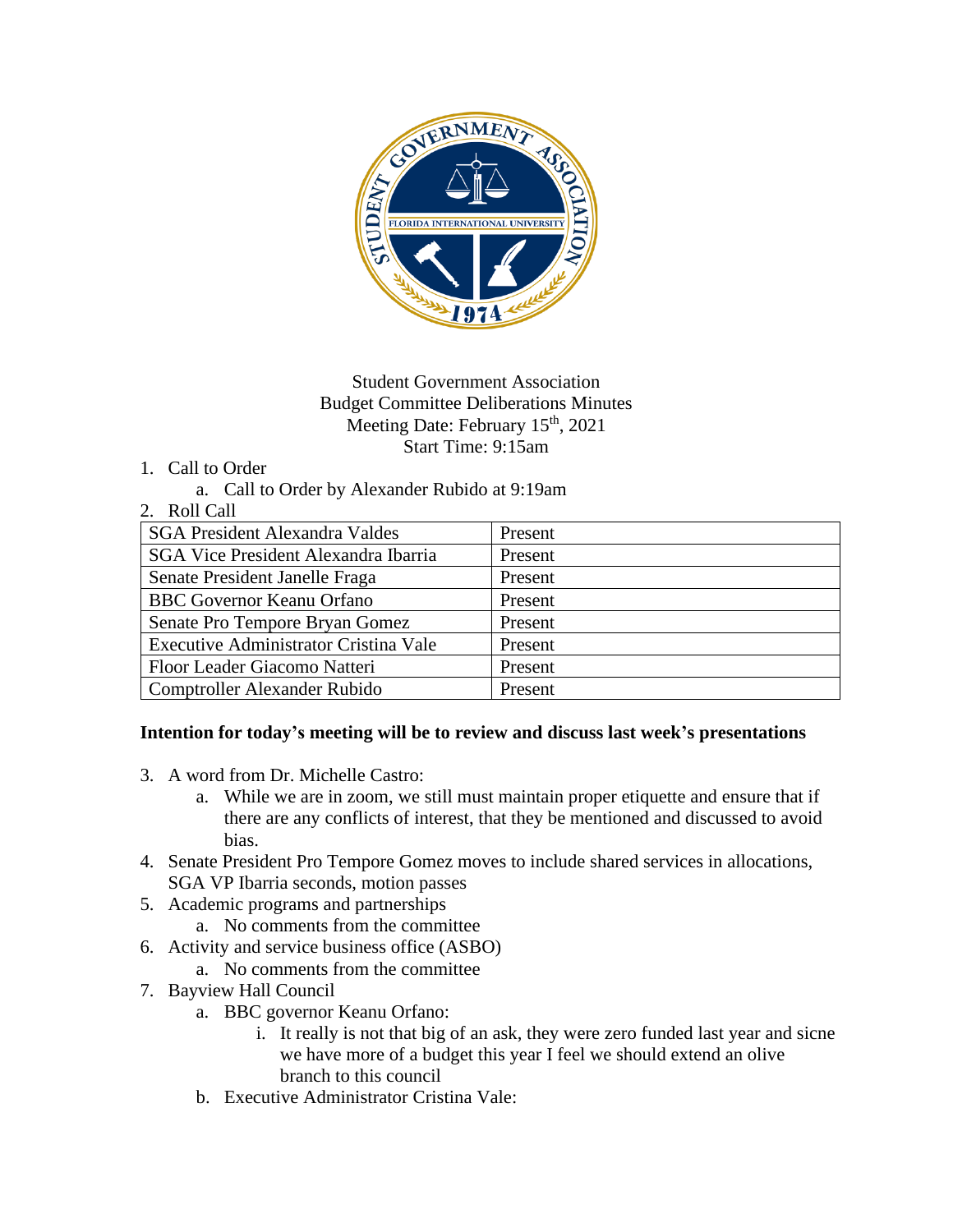Student Government Association
Budget Committee Deliberations Minutes
Meeting Date: February 15th, 2021
Start Time: 9:15am

1. Call to Order
   a. Call to Order by Alexander Rubido at 9:19am
2. Roll Call

| SGA President Alexandra Valdes | Present |
|---|---|
| SGA Vice President Alexandra Ibarria | Present |
| Senate President Janelle Fraga | Present |
| BBC Governor Keanu Orfano | Present |
| Senate Pro Tempore Bryan Gomez | Present |
| Executive Administrator Cristina Vale | Present |
| Floor Leader Giacomo Natteri | Present |
| Comptroller Alexander Rubido | Present |

**Intention for today's meeting will be to review and discuss last week's presentations**

3. A word from Dr. Michelle Castro:
   a. While we are in zoom, we still must maintain proper etiquette and ensure that if there are any conflicts of interest, that they be mentioned and discussed to avoid bias.
4. Senate President Pro Tempore Gomez moves to include shared services in allocations, SGA VP Ibarria seconds, motion passes
5. Academic programs and partnerships
   a. No comments from the committee
6. Activity and service business office (ASBO)
   a. No comments from the committee
7. Bayview Hall Council
   a. BBC governor Keanu Orfano:
      i. It really is not that big of an ask, they were zero funded last year and sicne we have more of a budget this year I feel we should extend an olive branch to this council
   b. Executive Administrator Cristina Vale: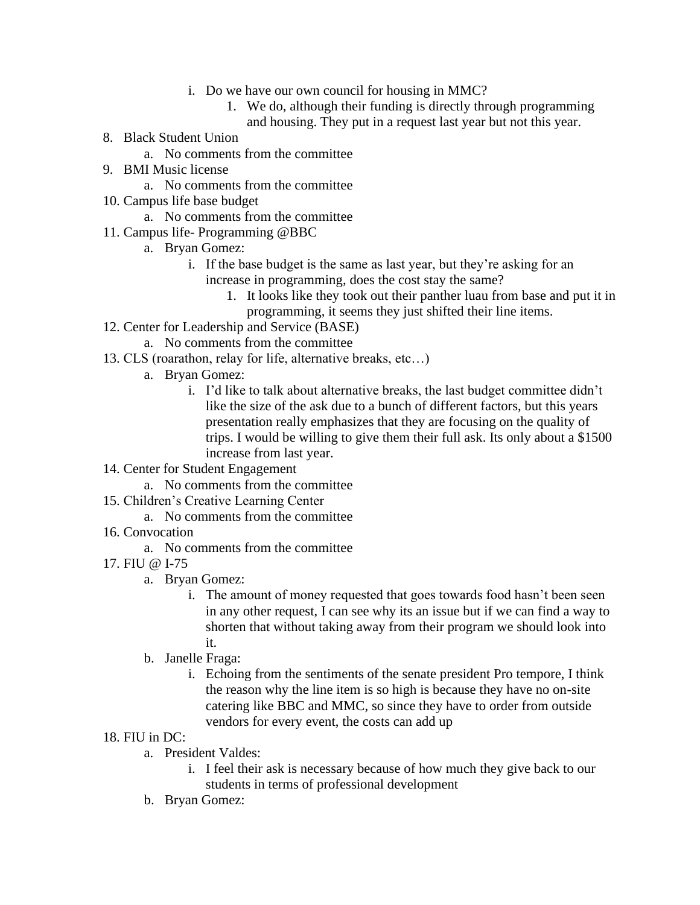i. Do we have our own council for housing in MMC?
         1. We do, although their funding is directly through programming and housing. They put in a request last year but not this year.

8. Black Student Union
   a. No comments from the committee
9. BMI Music license
   a. No comments from the committee
10. Campus life base budget
    a. No comments from the committee
11. Campus life- Programming @BBC
    a. Bryan Gomez:
       i. If the base budget is the same as last year, but they're asking for an increase in programming, does the cost stay the same?
          1. It looks like they took out their panther luau from base and put it in programming, it seems they just shifted their line items.
12. Center for Leadership and Service (BASE)
    a. No comments from the committee
13. CLS (roarathon, relay for life, alternative breaks, etc…)
    a. Bryan Gomez:
       i. I'd like to talk about alternative breaks, the last budget committee didn't like the size of the ask due to a bunch of different factors, but this years presentation really emphasizes that they are focusing on the quality of trips. I would be willing to give them their full ask. Its only about a $1500 increase from last year.
14. Center for Student Engagement
    a. No comments from the committee
15. Children's Creative Learning Center
    a. No comments from the committee
16. Convocation
    a. No comments from the committee
17. FIU @ I-75
    a. Bryan Gomez:
       i. The amount of money requested that goes towards food hasn't been seen in any other request, I can see why its an issue but if we can find a way to shorten that without taking away from their program we should look into it.
    b. Janelle Fraga:
       i. Echoing from the sentiments of the senate president Pro tempore, I think the reason why the line item is so high is because they have no on-site catering like BBC and MMC, so since they have to order from outside vendors for every event, the costs can add up
18. FIU in DC:
    a. President Valdes:
       i. I feel their ask is necessary because of how much they give back to our students in terms of professional development
    b. Bryan Gomez: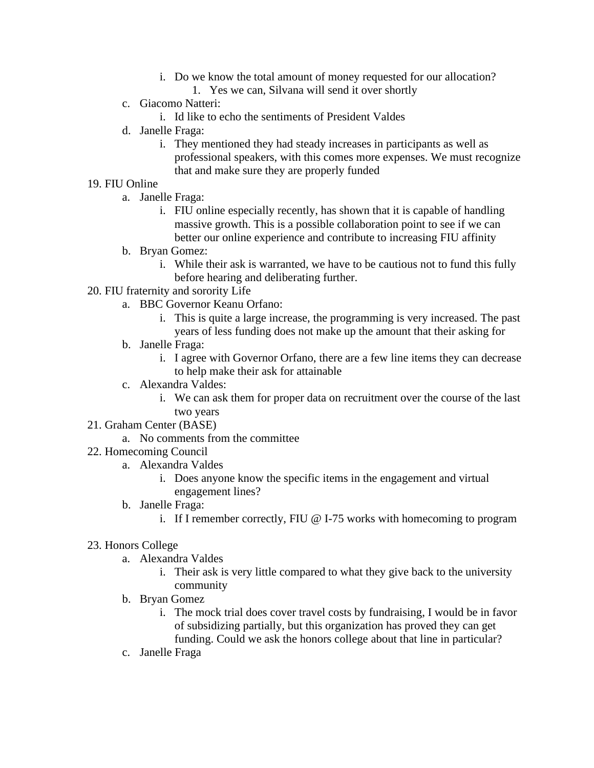i. Do we know the total amount of money requested for our allocation?
                1. Yes we can, Silvana will send it over shortly
    c. Giacomo Natteri:
        i. Id like to echo the sentiments of President Valdes
    d. Janelle Fraga:
        i. They mentioned they had steady increases in participants as well as professional speakers, with this comes more expenses. We must recognize that and make sure they are properly funded

19. FIU Online
    a. Janelle Fraga:
        i. FIU online especially recently, has shown that it is capable of handling massive growth. This is a possible collaboration point to see if we can better our online experience and contribute to increasing FIU affinity
    b. Bryan Gomez:
        i. While their ask is warranted, we have to be cautious not to fund this fully before hearing and deliberating further.

20. FIU fraternity and sorority Life
    a. BBC Governor Keanu Orfano:
        i. This is quite a large increase, the programming is very increased. The past years of less funding does not make up the amount that their asking for
    b. Janelle Fraga:
        i. I agree with Governor Orfano, there are a few line items they can decrease to help make their ask for attainable
    c. Alexandra Valdes:
        i. We can ask them for proper data on recruitment over the course of the last two years

21. Graham Center (BASE)
    a. No comments from the committee

22. Homecoming Council
    a. Alexandra Valdes
        i. Does anyone know the specific items in the engagement and virtual engagement lines?
    b. Janelle Fraga:
        i. If I remember correctly, FIU @ I-75 works with homecoming to program

23. Honors College
    a. Alexandra Valdes
        i. Their ask is very little compared to what they give back to the university community
    b. Bryan Gomez
        i. The mock trial does cover travel costs by fundraising, I would be in favor of subsidizing partially, but this organization has proved they can get funding. Could we ask the honors college about that line in particular?
    c. Janelle Fraga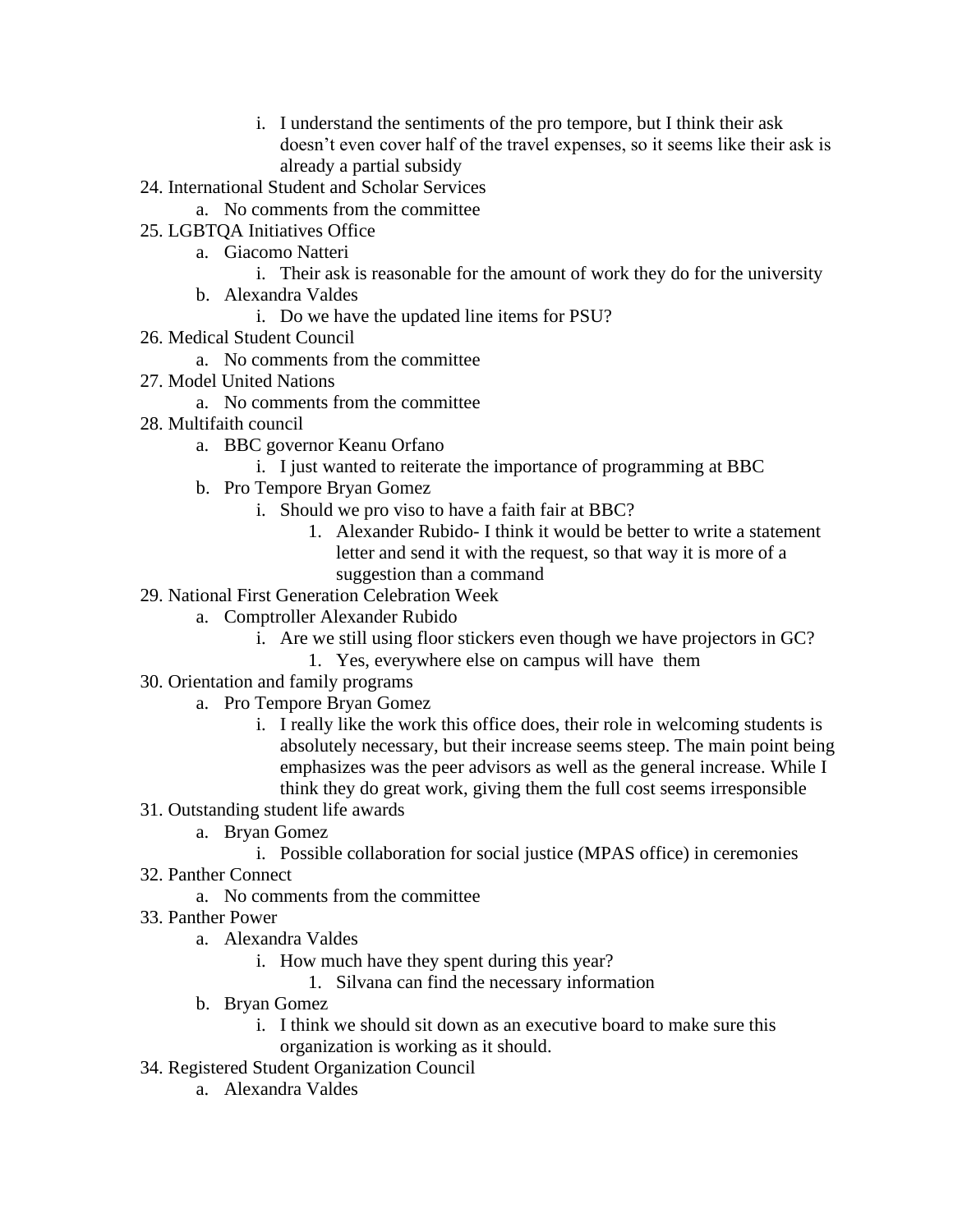i. I understand the sentiments of the pro tempore, but I think their ask doesn't even cover half of the travel expenses, so it seems like their ask is already a partial subsidy

24. International Student and Scholar Services
    a. No comments from the committee
25. LGBTQA Initiatives Office
    a. Giacomo Natteri
        i. Their ask is reasonable for the amount of work they do for the university
    b. Alexandra Valdes
        i. Do we have the updated line items for PSU?
26. Medical Student Council
    a. No comments from the committee
27. Model United Nations
    a. No comments from the committee
28. Multifaith council
    a. BBC governor Keanu Orfano
        i. I just wanted to reiterate the importance of programming at BBC
    b. Pro Tempore Bryan Gomez
        i. Should we pro viso to have a faith fair at BBC?
            1. Alexander Rubido- I think it would be better to write a statement letter and send it with the request, so that way it is more of a suggestion than a command
29. National First Generation Celebration Week
    a. Comptroller Alexander Rubido
        i. Are we still using floor stickers even though we have projectors in GC?
            1. Yes, everywhere else on campus will have them
30. Orientation and family programs
    a. Pro Tempore Bryan Gomez
        i. I really like the work this office does, their role in welcoming students is absolutely necessary, but their increase seems steep. The main point being emphasizes was the peer advisors as well as the general increase. While I think they do great work, giving them the full cost seems irresponsible
31. Outstanding student life awards
    a. Bryan Gomez
        i. Possible collaboration for social justice (MPAS office) in ceremonies
32. Panther Connect
    a. No comments from the committee
33. Panther Power
    a. Alexandra Valdes
        i. How much have they spent during this year?
            1. Silvana can find the necessary information
    b. Bryan Gomez
        i. I think we should sit down as an executive board to make sure this organization is working as it should.
34. Registered Student Organization Council
    a. Alexandra Valdes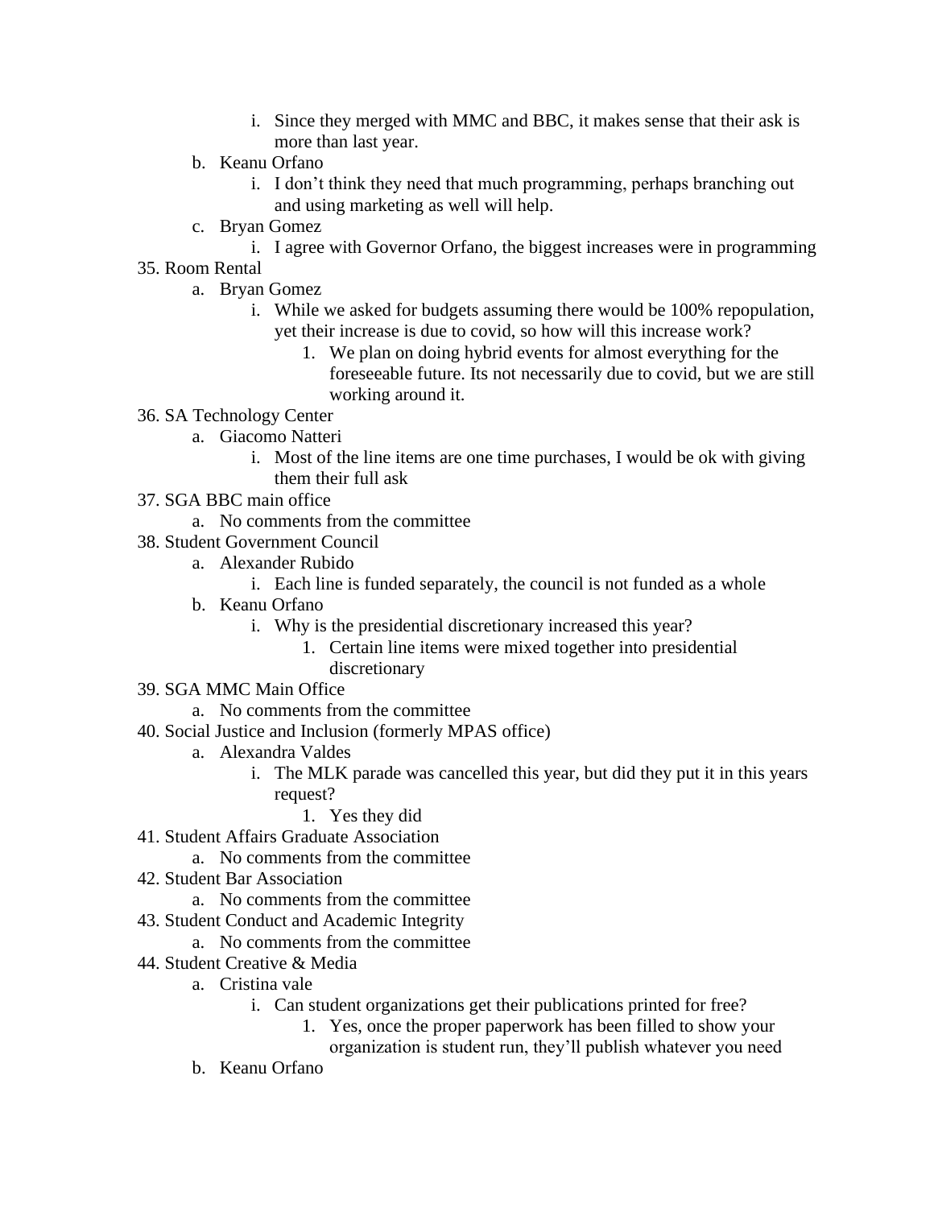i. Since they merged with MMC and BBC, it makes sense that their ask is more than last year.
   b. Keanu Orfano
         i. I don't think they need that much programming, perhaps branching out and using marketing as well will help.
   c. Bryan Gomez
         i. I agree with Governor Orfano, the biggest increases were in programming

35. Room Rental
   a. Bryan Gomez
      i. While we asked for budgets assuming there would be 100% repopulation, yet their increase is due to covid, so how will this increase work?
         1. We plan on doing hybrid events for almost everything for the foreseeable future. Its not necessarily due to covid, but we are still working around it.
36. SA Technology Center
   a. Giacomo Natteri
      i. Most of the line items are one time purchases, I would be ok with giving them their full ask
37. SGA BBC main office
   a. No comments from the committee
38. Student Government Council
   a. Alexander Rubido
      i. Each line is funded separately, the council is not funded as a whole
   b. Keanu Orfano
      i. Why is the presidential discretionary increased this year?
         1. Certain line items were mixed together into presidential discretionary
39. SGA MMC Main Office
   a. No comments from the committee
40. Social Justice and Inclusion (formerly MPAS office)
   a. Alexandra Valdes
      i. The MLK parade was cancelled this year, but did they put it in this years request?
         1. Yes they did
41. Student Affairs Graduate Association
   a. No comments from the committee
42. Student Bar Association
   a. No comments from the committee
43. Student Conduct and Academic Integrity
   a. No comments from the committee
44. Student Creative & Media
   a. Cristina vale
      i. Can student organizations get their publications printed for free?
         1. Yes, once the proper paperwork has been filled to show your organization is student run, they'll publish whatever you need
   b. Keanu Orfano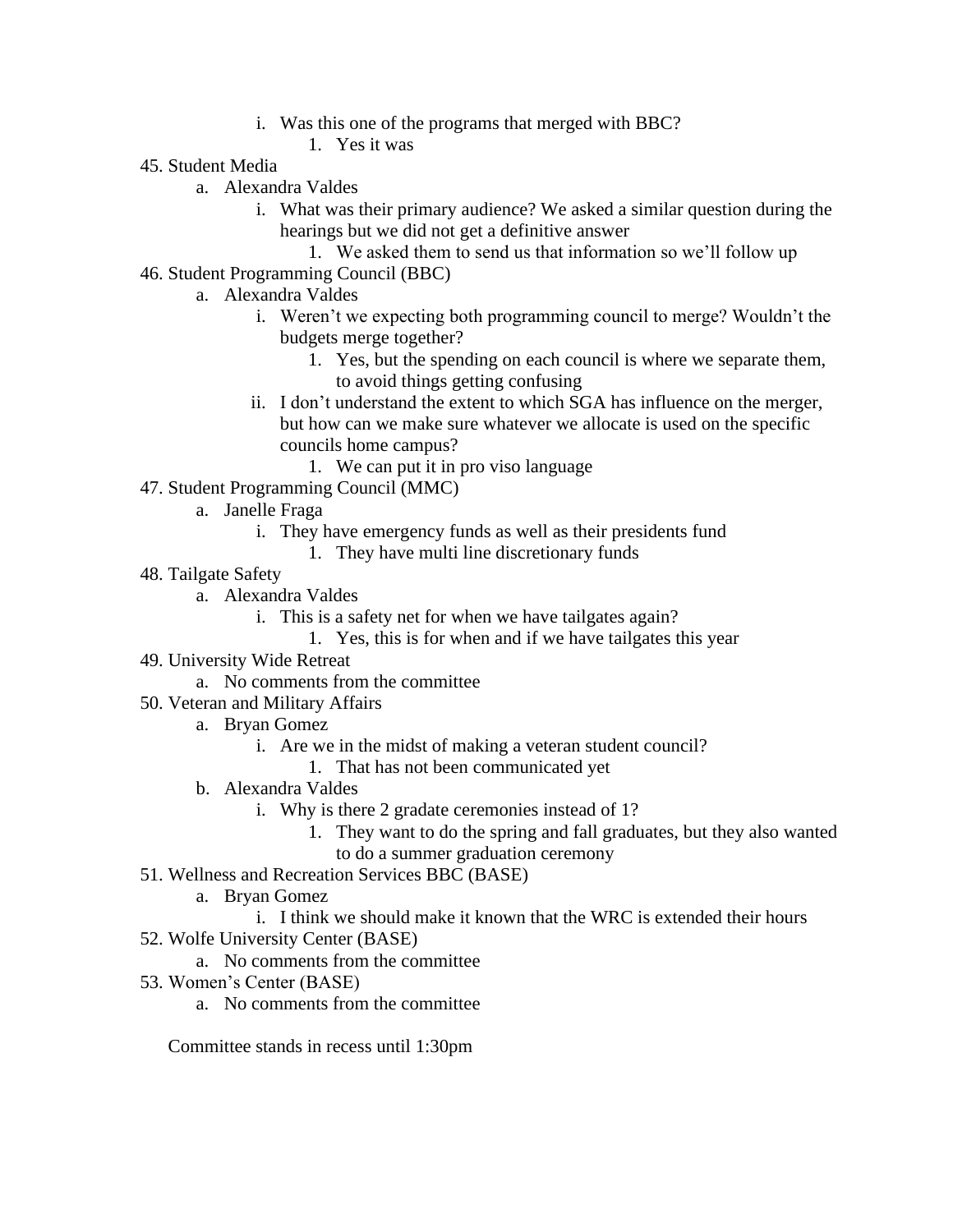i. Was this one of the programs that merged with BBC?
         1. Yes it was

45. Student Media
   a. Alexandra Valdes
      i. What was their primary audience? We asked a similar question during the hearings but we did not get a definitive answer
         1. We asked them to send us that information so we'll follow up
46. Student Programming Council (BBC)
   a. Alexandra Valdes
      i. Weren't we expecting both programming council to merge? Wouldn't the budgets merge together?
         1. Yes, but the spending on each council is where we separate them, to avoid things getting confusing
      ii. I don't understand the extent to which SGA has influence on the merger, but how can we make sure whatever we allocate is used on the specific councils home campus?
         1. We can put it in pro viso language
47. Student Programming Council (MMC)
   a. Janelle Fraga
      i. They have emergency funds as well as their presidents fund
         1. They have multi line discretionary funds
48. Tailgate Safety
   a. Alexandra Valdes
      i. This is a safety net for when we have tailgates again?
         1. Yes, this is for when and if we have tailgates this year
49. University Wide Retreat
   a. No comments from the committee
50. Veteran and Military Affairs
   a. Bryan Gomez
      i. Are we in the midst of making a veteran student council?
         1. That has not been communicated yet
   b. Alexandra Valdes
      i. Why is there 2 gradate ceremonies instead of 1?
         1. They want to do the spring and fall graduates, but they also wanted to do a summer graduation ceremony
51. Wellness and Recreation Services BBC (BASE)
   a. Bryan Gomez
      i. I think we should make it known that the WRC is extended their hours
52. Wolfe University Center (BASE)
   a. No comments from the committee
53. Women's Center (BASE)
   a. No comments from the committee

Committee stands in recess until 1:30pm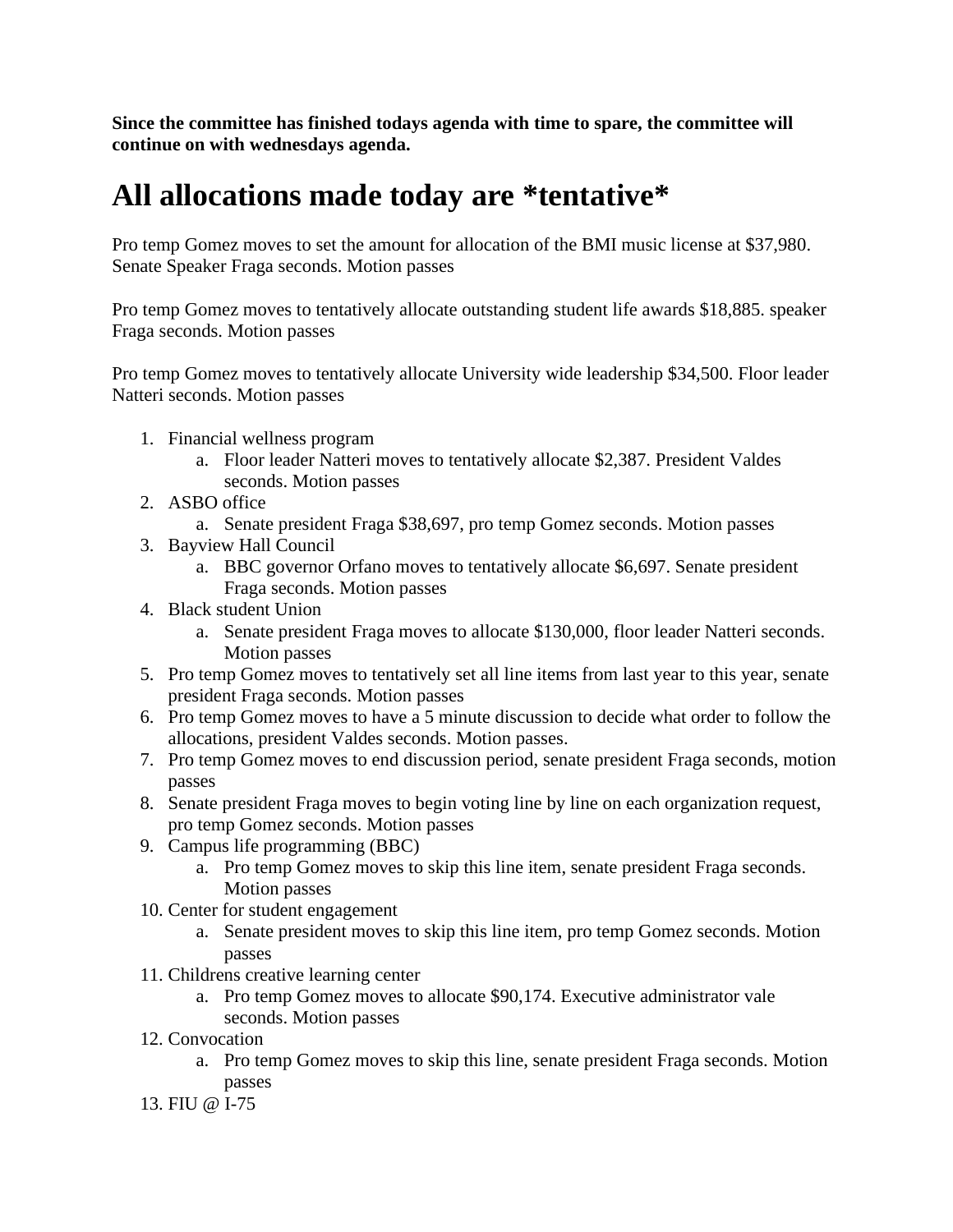**Since the committee has finished todays agenda with time to spare, the committee will continue on with wednesdays agenda.**

# All allocations made today are *tentative*

Pro temp Gomez moves to set the amount for allocation of the BMI music license at $37,980. Senate Speaker Fraga seconds. Motion passes

Pro temp Gomez moves to tentatively allocate outstanding student life awards $18,885. speaker Fraga seconds. Motion passes

Pro temp Gomez moves to tentatively allocate University wide leadership $34,500. Floor leader Natteri seconds. Motion passes

1. Financial wellness program
    a. Floor leader Natteri moves to tentatively allocate $2,387. President Valdes seconds. Motion passes
2. ASBO office
    a. Senate president Fraga $38,697, pro temp Gomez seconds. Motion passes
3. Bayview Hall Council
    a. BBC governor Orfano moves to tentatively allocate $6,697. Senate president Fraga seconds. Motion passes
4. Black student Union
    a. Senate president Fraga moves to allocate $130,000, floor leader Natteri seconds. Motion passes
5. Pro temp Gomez moves to tentatively set all line items from last year to this year, senate president Fraga seconds. Motion passes
6. Pro temp Gomez moves to have a 5 minute discussion to decide what order to follow the allocations, president Valdes seconds. Motion passes.
7. Pro temp Gomez moves to end discussion period, senate president Fraga seconds, motion passes
8. Senate president Fraga moves to begin voting line by line on each organization request, pro temp Gomez seconds. Motion passes
9. Campus life programming (BBC)
    a. Pro temp Gomez moves to skip this line item, senate president Fraga seconds. Motion passes
10. Center for student engagement
    a. Senate president moves to skip this line item, pro temp Gomez seconds. Motion passes
11. Childrens creative learning center
    a. Pro temp Gomez moves to allocate $90,174. Executive administrator vale seconds. Motion passes
12. Convocation
    a. Pro temp Gomez moves to skip this line, senate president Fraga seconds. Motion passes
13. FIU @ I-75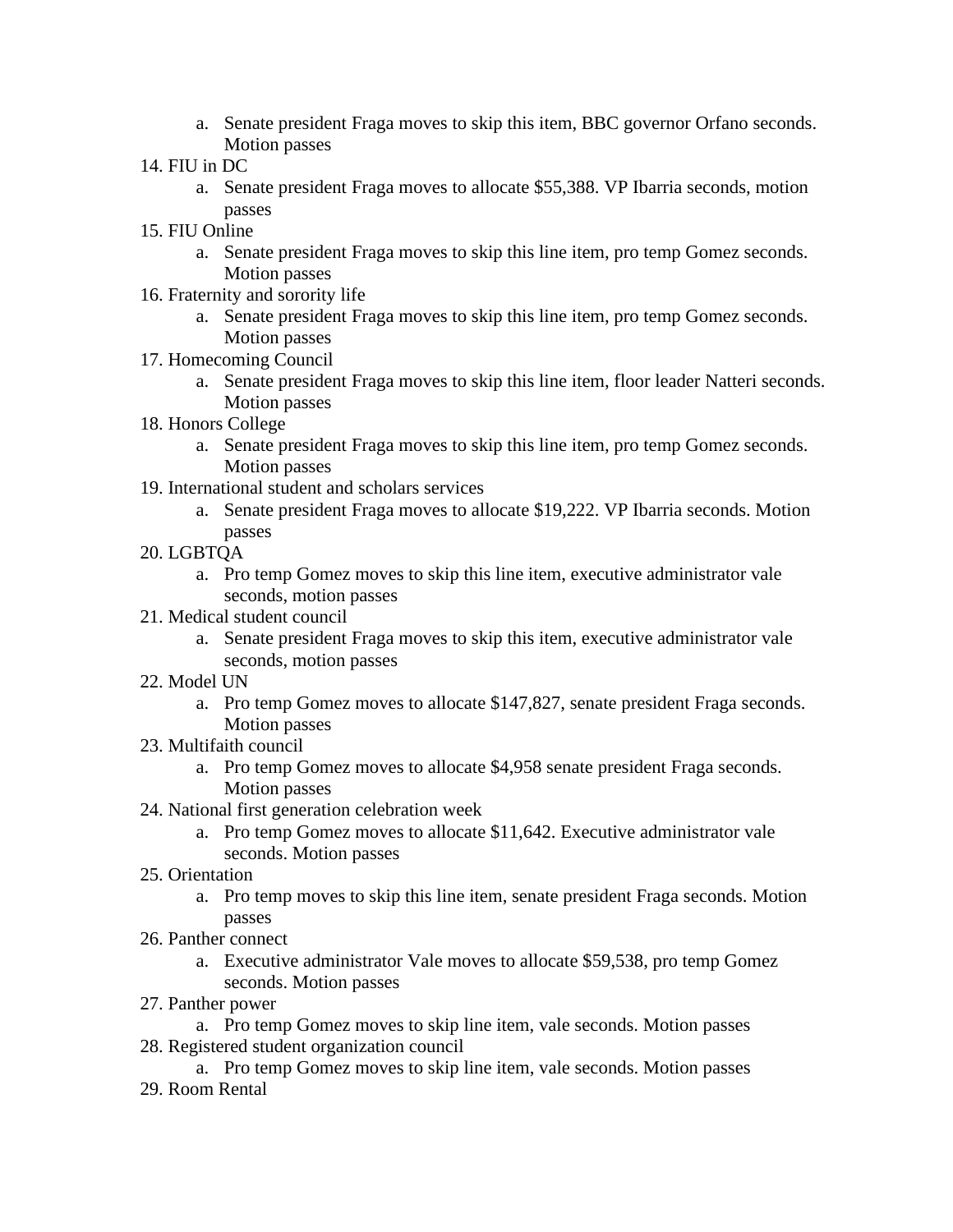a. Senate president Fraga moves to skip this item, BBC governor Orfano seconds. Motion passes

14. FIU in DC
   a. Senate president Fraga moves to allocate $55,388. VP Ibarria seconds, motion passes
15. FIU Online
   a. Senate president Fraga moves to skip this line item, pro temp Gomez seconds. Motion passes
16. Fraternity and sorority life
   a. Senate president Fraga moves to skip this line item, pro temp Gomez seconds. Motion passes
17. Homecoming Council
   a. Senate president Fraga moves to skip this line item, floor leader Natteri seconds. Motion passes
18. Honors College
   a. Senate president Fraga moves to skip this line item, pro temp Gomez seconds. Motion passes
19. International student and scholars services
   a. Senate president Fraga moves to allocate $19,222. VP Ibarria seconds. Motion passes
20. LGBTQA
   a. Pro temp Gomez moves to skip this line item, executive administrator vale seconds, motion passes
21. Medical student council
   a. Senate president Fraga moves to skip this item, executive administrator vale seconds, motion passes
22. Model UN
   a. Pro temp Gomez moves to allocate $147,827, senate president Fraga seconds. Motion passes
23. Multifaith council
   a. Pro temp Gomez moves to allocate $4,958 senate president Fraga seconds. Motion passes
24. National first generation celebration week
   a. Pro temp Gomez moves to allocate $11,642. Executive administrator vale seconds. Motion passes
25. Orientation
   a. Pro temp moves to skip this line item, senate president Fraga seconds. Motion passes
26. Panther connect
   a. Executive administrator Vale moves to allocate $59,538, pro temp Gomez seconds. Motion passes
27. Panther power
   a. Pro temp Gomez moves to skip line item, vale seconds. Motion passes
28. Registered student organization council
   a. Pro temp Gomez moves to skip line item, vale seconds. Motion passes
29. Room Rental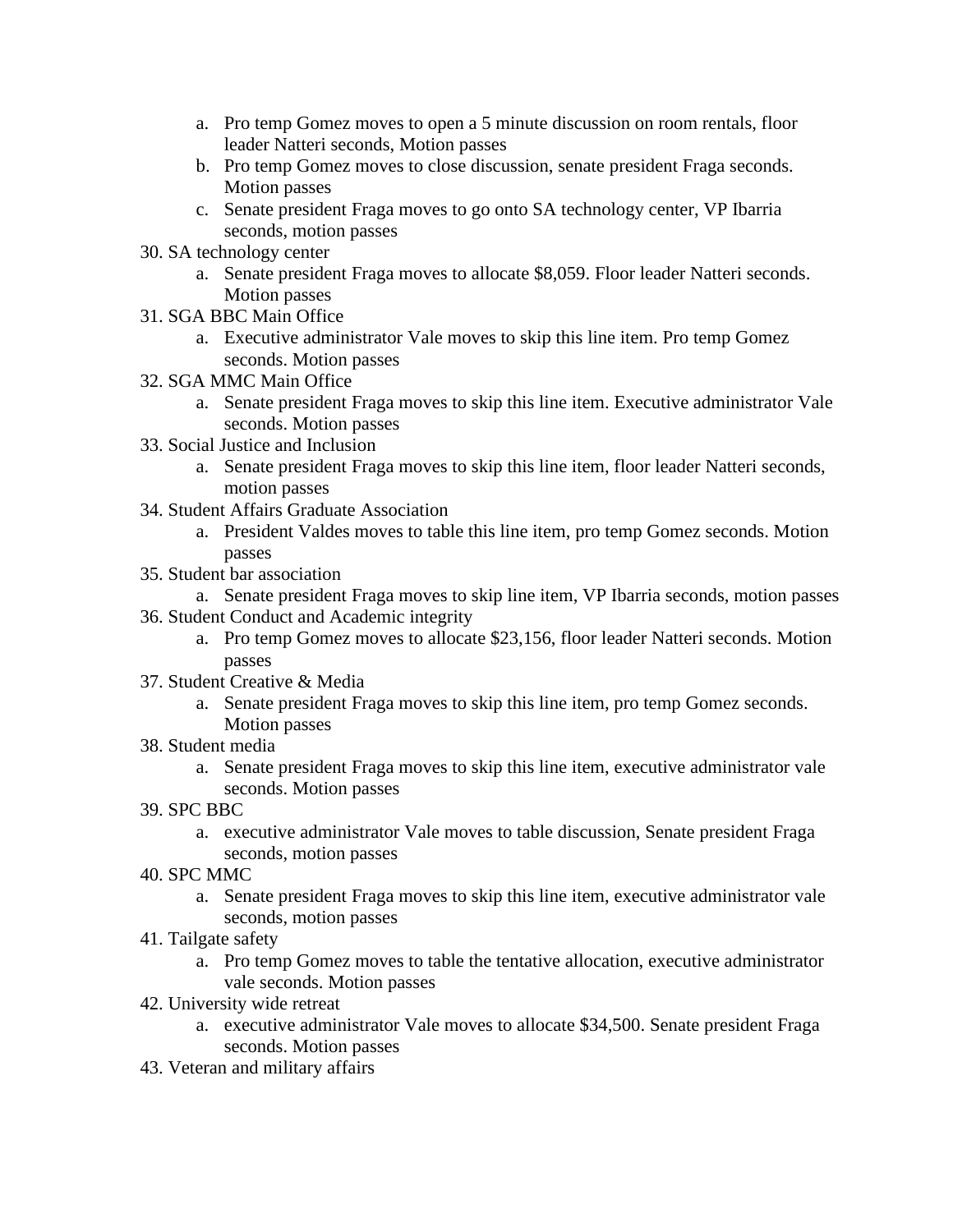a. Pro temp Gomez moves to open a 5 minute discussion on room rentals, floor leader Natteri seconds, Motion passes
   b. Pro temp Gomez moves to close discussion, senate president Fraga seconds. Motion passes
   c. Senate president Fraga moves to go onto SA technology center, VP Ibarria seconds, motion passes

30. SA technology center
    a. Senate president Fraga moves to allocate $8,059. Floor leader Natteri seconds. Motion passes
31. SGA BBC Main Office
    a. Executive administrator Vale moves to skip this line item. Pro temp Gomez seconds. Motion passes
32. SGA MMC Main Office
    a. Senate president Fraga moves to skip this line item. Executive administrator Vale seconds. Motion passes
33. Social Justice and Inclusion
    a. Senate president Fraga moves to skip this line item, floor leader Natteri seconds, motion passes
34. Student Affairs Graduate Association
    a. President Valdes moves to table this line item, pro temp Gomez seconds. Motion passes
35. Student bar association
    a. Senate president Fraga moves to skip line item, VP Ibarria seconds, motion passes
36. Student Conduct and Academic integrity
    a. Pro temp Gomez moves to allocate $23,156, floor leader Natteri seconds. Motion passes
37. Student Creative & Media
    a. Senate president Fraga moves to skip this line item, pro temp Gomez seconds. Motion passes
38. Student media
    a. Senate president Fraga moves to skip this line item, executive administrator vale seconds. Motion passes
39. SPC BBC
    a. executive administrator Vale moves to table discussion, Senate president Fraga seconds, motion passes
40. SPC MMC
    a. Senate president Fraga moves to skip this line item, executive administrator vale seconds, motion passes
41. Tailgate safety
    a. Pro temp Gomez moves to table the tentative allocation, executive administrator vale seconds. Motion passes
42. University wide retreat
    a. executive administrator Vale moves to allocate $34,500. Senate president Fraga seconds. Motion passes
43. Veteran and military affairs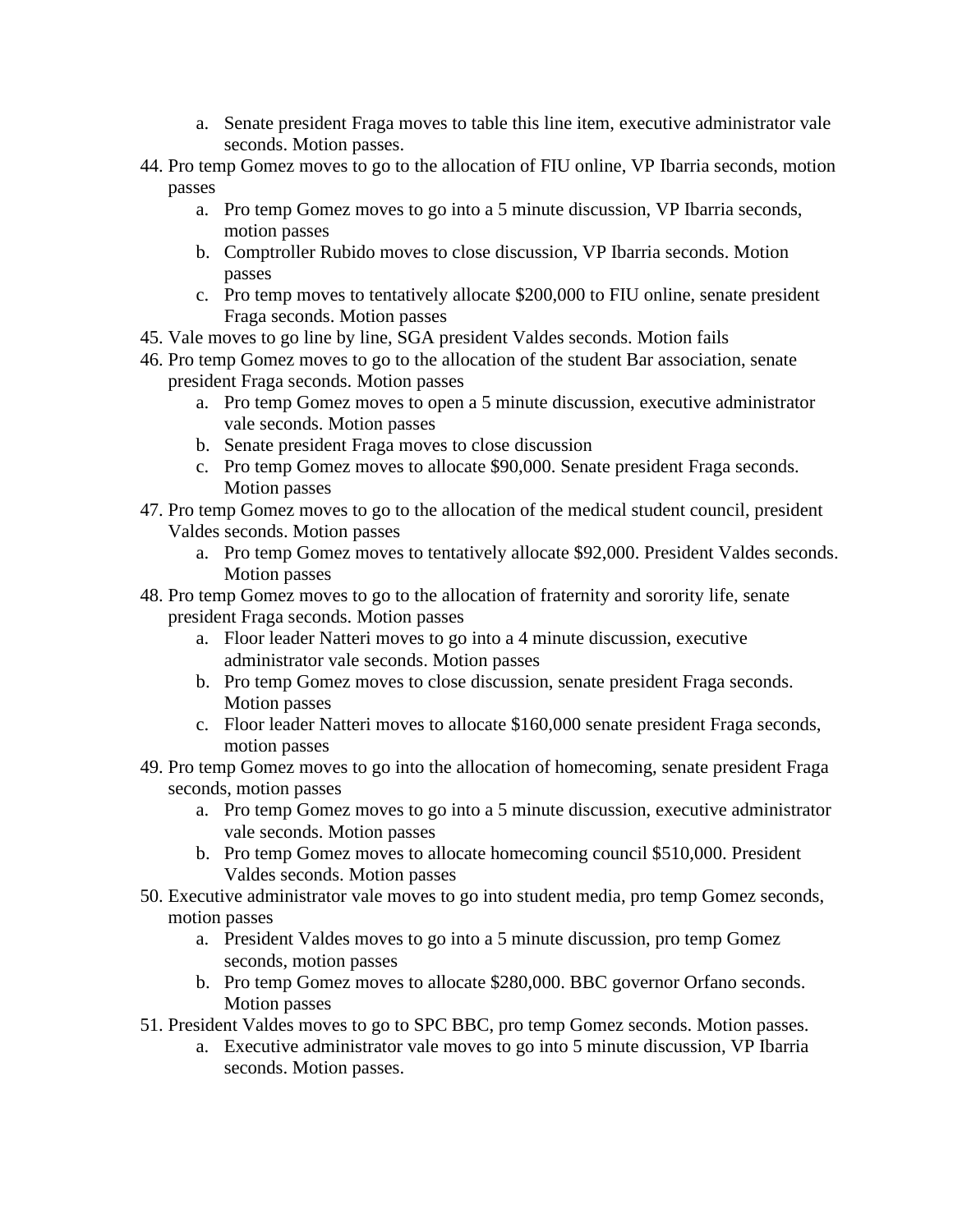a. Senate president Fraga moves to table this line item, executive administrator vale seconds. Motion passes.

44. Pro temp Gomez moves to go to the allocation of FIU online, VP Ibarria seconds, motion passes
    a. Pro temp Gomez moves to go into a 5 minute discussion, VP Ibarria seconds, motion passes
    b. Comptroller Rubido moves to close discussion, VP Ibarria seconds. Motion passes
    c. Pro temp moves to tentatively allocate $200,000 to FIU online, senate president Fraga seconds. Motion passes
45. Vale moves to go line by line, SGA president Valdes seconds. Motion fails
46. Pro temp Gomez moves to go to the allocation of the student Bar association, senate president Fraga seconds. Motion passes
    a. Pro temp Gomez moves to open a 5 minute discussion, executive administrator vale seconds. Motion passes
    b. Senate president Fraga moves to close discussion
    c. Pro temp Gomez moves to allocate $90,000. Senate president Fraga seconds. Motion passes
47. Pro temp Gomez moves to go to the allocation of the medical student council, president Valdes seconds. Motion passes
    a. Pro temp Gomez moves to tentatively allocate $92,000. President Valdes seconds. Motion passes
48. Pro temp Gomez moves to go to the allocation of fraternity and sorority life, senate president Fraga seconds. Motion passes
    a. Floor leader Natteri moves to go into a 4 minute discussion, executive administrator vale seconds. Motion passes
    b. Pro temp Gomez moves to close discussion, senate president Fraga seconds. Motion passes
    c. Floor leader Natteri moves to allocate $160,000 senate president Fraga seconds, motion passes
49. Pro temp Gomez moves to go into the allocation of homecoming, senate president Fraga seconds, motion passes
    a. Pro temp Gomez moves to go into a 5 minute discussion, executive administrator vale seconds. Motion passes
    b. Pro temp Gomez moves to allocate homecoming council $510,000. President Valdes seconds. Motion passes
50. Executive administrator vale moves to go into student media, pro temp Gomez seconds, motion passes
    a. President Valdes moves to go into a 5 minute discussion, pro temp Gomez seconds, motion passes
    b. Pro temp Gomez moves to allocate $280,000. BBC governor Orfano seconds. Motion passes
51. President Valdes moves to go to SPC BBC, pro temp Gomez seconds. Motion passes.
    a. Executive administrator vale moves to go into 5 minute discussion, VP Ibarria seconds. Motion passes.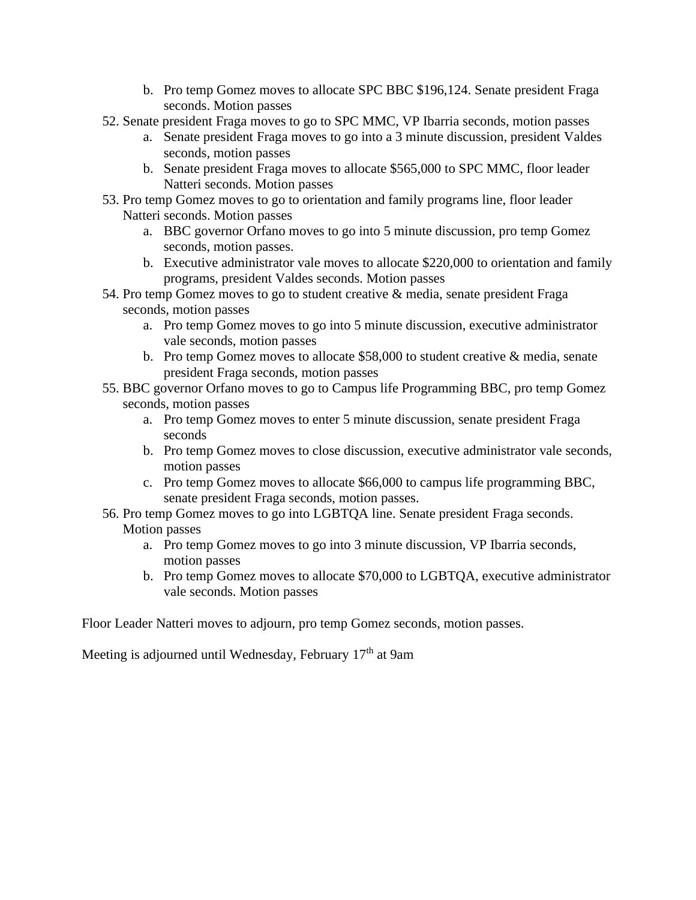b. Pro temp Gomez moves to allocate SPC BBC $196,124. Senate president Fraga seconds. Motion passes

52. Senate president Fraga moves to go to SPC MMC, VP Ibarria seconds, motion passes
    a. Senate president Fraga moves to go into a 3 minute discussion, president Valdes seconds, motion passes
    b. Senate president Fraga moves to allocate $565,000 to SPC MMC, floor leader Natteri seconds. Motion passes
53. Pro temp Gomez moves to go to orientation and family programs line, floor leader Natteri seconds. Motion passes
    a. BBC governor Orfano moves to go into 5 minute discussion, pro temp Gomez seconds, motion passes.
    b. Executive administrator vale moves to allocate $220,000 to orientation and family programs, president Valdes seconds. Motion passes
54. Pro temp Gomez moves to go to student creative & media, senate president Fraga seconds, motion passes
    a. Pro temp Gomez moves to go into 5 minute discussion, executive administrator vale seconds, motion passes
    b. Pro temp Gomez moves to allocate $58,000 to student creative & media, senate president Fraga seconds, motion passes
55. BBC governor Orfano moves to go to Campus life Programming BBC, pro temp Gomez seconds, motion passes
    a. Pro temp Gomez moves to enter 5 minute discussion, senate president Fraga seconds
    b. Pro temp Gomez moves to close discussion, executive administrator vale seconds, motion passes
    c. Pro temp Gomez moves to allocate $66,000 to campus life programming BBC, senate president Fraga seconds, motion passes.
56. Pro temp Gomez moves to go into LGBTQA line. Senate president Fraga seconds. Motion passes
    a. Pro temp Gomez moves to go into 3 minute discussion, VP Ibarria seconds, motion passes
    b. Pro temp Gomez moves to allocate $70,000 to LGBTQA, executive administrator vale seconds. Motion passes

Floor Leader Natteri moves to adjourn, pro temp Gomez seconds, motion passes.

Meeting is adjourned until Wednesday, February 17th at 9am